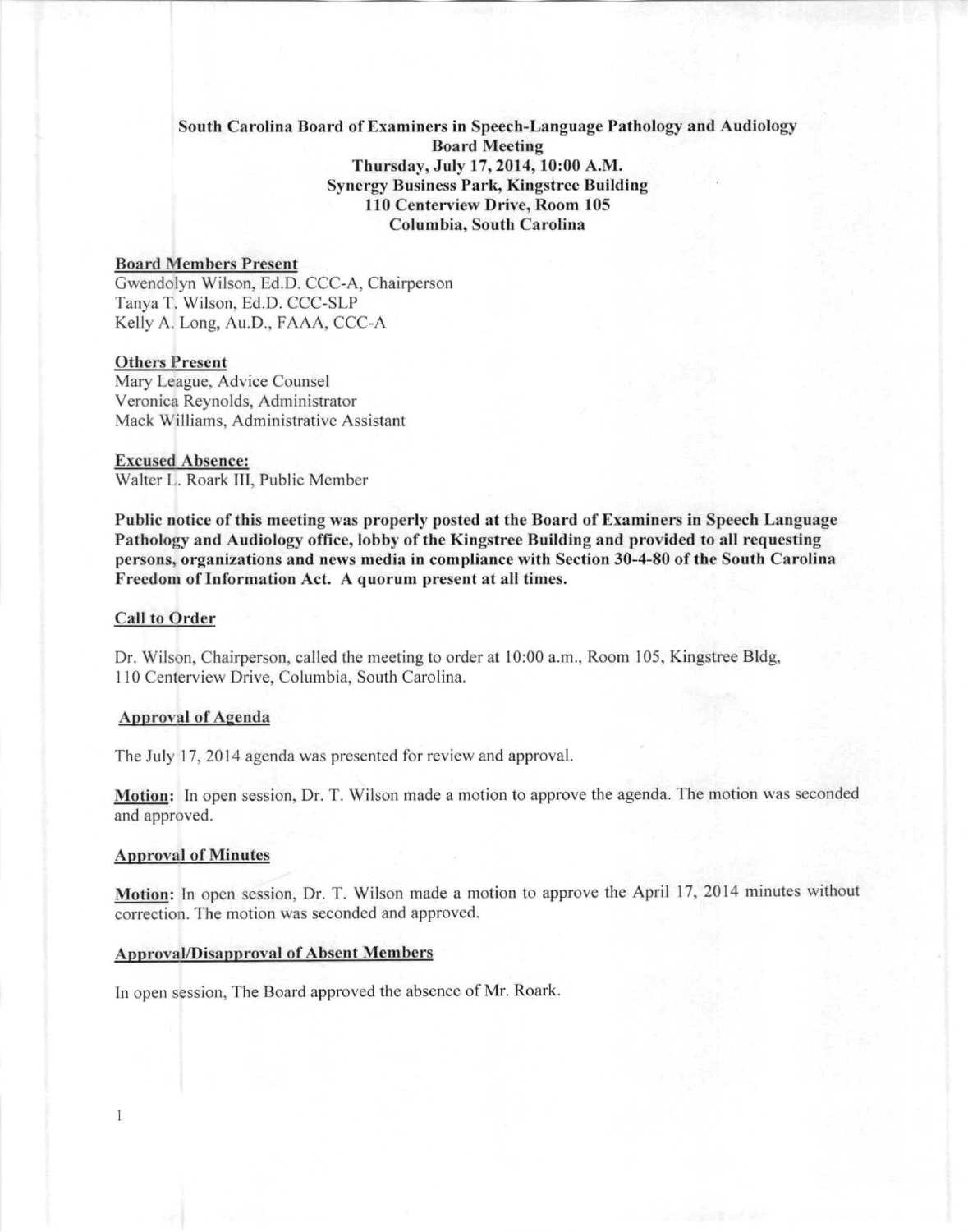# South Carolina Board of Examiners in Speech-Language Pathology and Audiology
**Board Meeting**
**Thursday, July 17, 2014, 10:00 A.M.**
**Synergy Business Park, Kingstree Building**
**110 Centerview Drive, Room 105**
**Columbia, South Carolina**

## Board Members Present

Gwendolyn Wilson, Ed.D. CCC-A, Chairperson
Tanya T. Wilson, Ed.D. CCC-SLP
Kelly A. Long, Au.D., FAAA, CCC-A

## Others Present

Mary League, Advice Counsel
Veronica Reynolds, Administrator
Mack Williams, Administrative Assistant

## Excused Absence:

Walter L. Roark III, Public Member

**Public notice of this meeting was properly posted at the Board of Examiners in Speech Language Pathology and Audiology office, lobby of the Kingstree Building and provided to all requesting persons, organizations and news media in compliance with Section 30-4-80 of the South Carolina Freedom of Information Act. A quorum present at all times.**

## Call to Order

Dr. Wilson, Chairperson, called the meeting to order at 10:00 a.m., Room 105, Kingstree Bldg, 110 Centerview Drive, Columbia, South Carolina.

## Approval of Agenda

The July 17, 2014 agenda was presented for review and approval.

**Motion:** In open session, Dr. T. Wilson made a motion to approve the agenda. The motion was seconded and approved.

## Approval of Minutes

**Motion:** In open session, Dr. T. Wilson made a motion to approve the April 17, 2014 minutes without correction. The motion was seconded and approved.

## Approval/Disapproval of Absent Members

In open session, The Board approved the absence of Mr. Roark.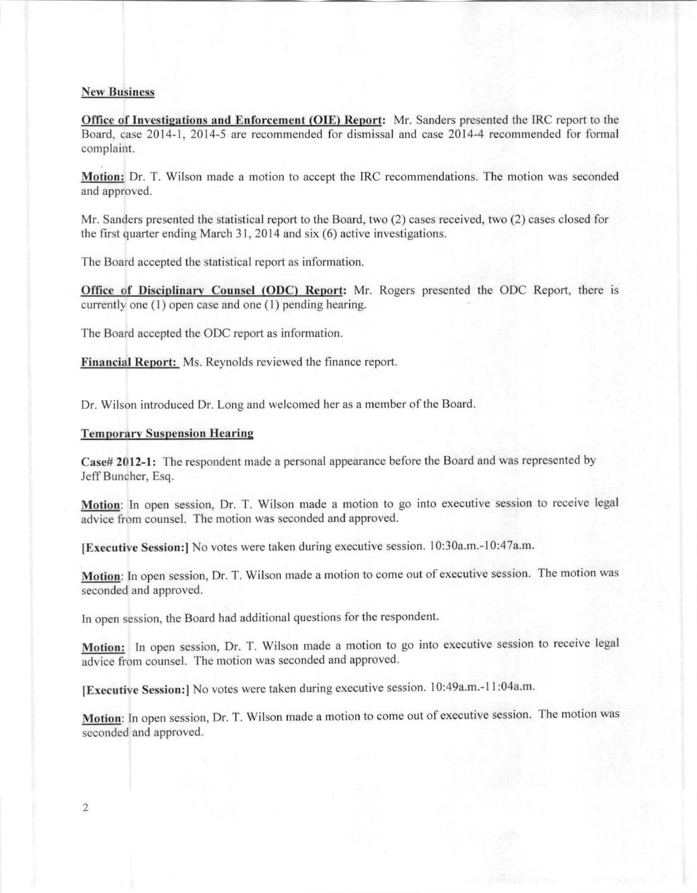**New Business**

**Office of Investigations and Enforcement (OIE) Report:** Mr. Sanders presented the IRC report to the Board, case 2014-1, 2014-5 are recommended for dismissal and case 2014-4 recommended for formal complaint.

**Motion:** Dr. T. Wilson made a motion to accept the IRC recommendations. The motion was seconded and approved.

Mr. Sanders presented the statistical report to the Board, two (2) cases received, two (2) cases closed for the first quarter ending March 31, 2014 and six (6) active investigations.

The Board accepted the statistical report as information.

**Office of Disciplinary Counsel (ODC) Report:** Mr. Rogers presented the ODC Report, there is currently one (1) open case and one (1) pending hearing.

The Board accepted the ODC report as information.

**Financial Report:** Ms. Reynolds reviewed the finance report.

Dr. Wilson introduced Dr. Long and welcomed her as a member of the Board.

**Temporary Suspension Hearing**

**Case# 2012-1:** The respondent made a personal appearance before the Board and was represented by Jeff Buncher, Esq.

**Motion**: In open session, Dr. T. Wilson made a motion to go into executive session to receive legal advice from counsel. The motion was seconded and approved.

**[Executive Session:]** No votes were taken during executive session. 10:30a.m.-10:47a.m.

**Motion**: In open session, Dr. T. Wilson made a motion to come out of executive session. The motion was seconded and approved.

In open session, the Board had additional questions for the respondent.

**Motion:** In open session, Dr. T. Wilson made a motion to go into executive session to receive legal advice from counsel. The motion was seconded and approved.

**[Executive Session:]** No votes were taken during executive session. 10:49a.m.-11:04a.m.

**Motion**: In open session, Dr. T. Wilson made a motion to come out of executive session. The motion was seconded and approved.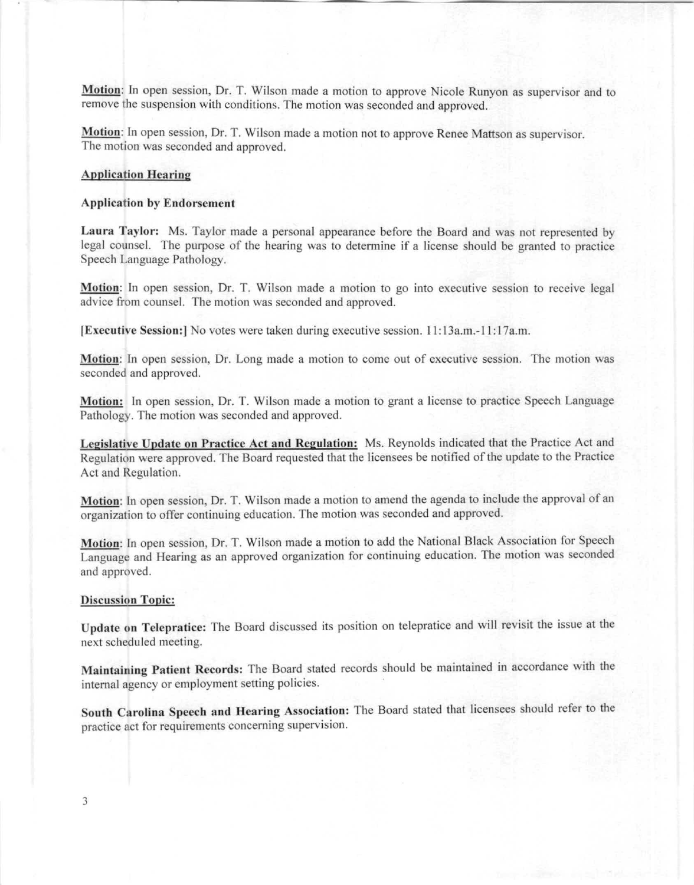**Motion**: In open session, Dr. T. Wilson made a motion to approve Nicole Runyon as supervisor and to remove the suspension with conditions. The motion was seconded and approved.

**Motion**: In open session, Dr. T. Wilson made a motion not to approve Renee Mattson as supervisor. The motion was seconded and approved.

**Application Hearing**

**Application by Endorsement**

**Laura Taylor:** Ms. Taylor made a personal appearance before the Board and was not represented by legal counsel. The purpose of the hearing was to determine if a license should be granted to practice Speech Language Pathology.

**Motion**: In open session, Dr. T. Wilson made a motion to go into executive session to receive legal advice from counsel. The motion was seconded and approved.

**[Executive Session:]** No votes were taken during executive session. 11:13a.m.-11:17a.m.

**Motion**: In open session, Dr. Long made a motion to come out of executive session. The motion was seconded and approved.

**Motion:** In open session, Dr. T. Wilson made a motion to grant a license to practice Speech Language Pathology. The motion was seconded and approved.

**Legislative Update on Practice Act and Regulation:** Ms. Reynolds indicated that the Practice Act and Regulation were approved. The Board requested that the licensees be notified of the update to the Practice Act and Regulation.

**Motion**: In open session, Dr. T. Wilson made a motion to amend the agenda to include the approval of an organization to offer continuing education. The motion was seconded and approved.

**Motion**: In open session, Dr. T. Wilson made a motion to add the National Black Association for Speech Language and Hearing as an approved organization for continuing education. The motion was seconded and approved.

**Discussion Topic:**

**Update on Telepratice:** The Board discussed its position on telepratice and will revisit the issue at the next scheduled meeting.

**Maintaining Patient Records:** The Board stated records should be maintained in accordance with the internal agency or employment setting policies.

**South Carolina Speech and Hearing Association:** The Board stated that licensees should refer to the practice act for requirements concerning supervision.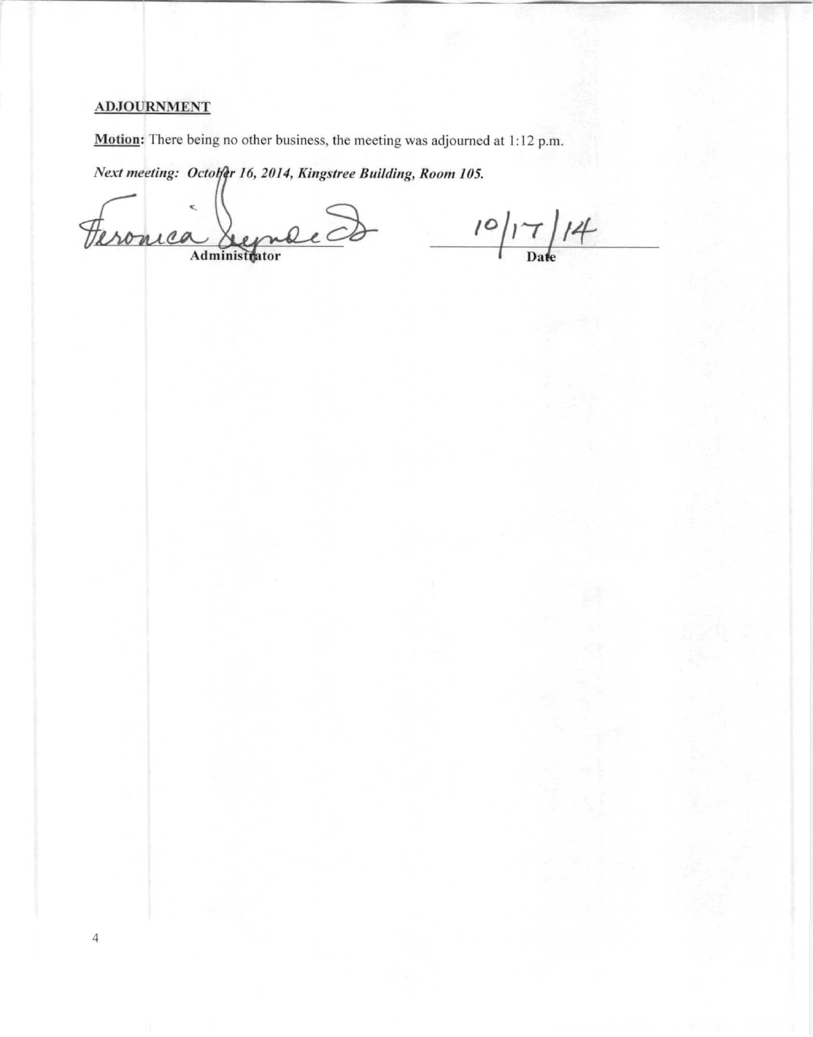**ADJOURNMENT**

**Motion:** There being no other business, the meeting was adjourned at 1:12 p.m.

***Next meeting: October 16, 2014, Kingstree Building, Room 105.***

Veronica Reynolds
**Administrator**

10/17/14
**Date**